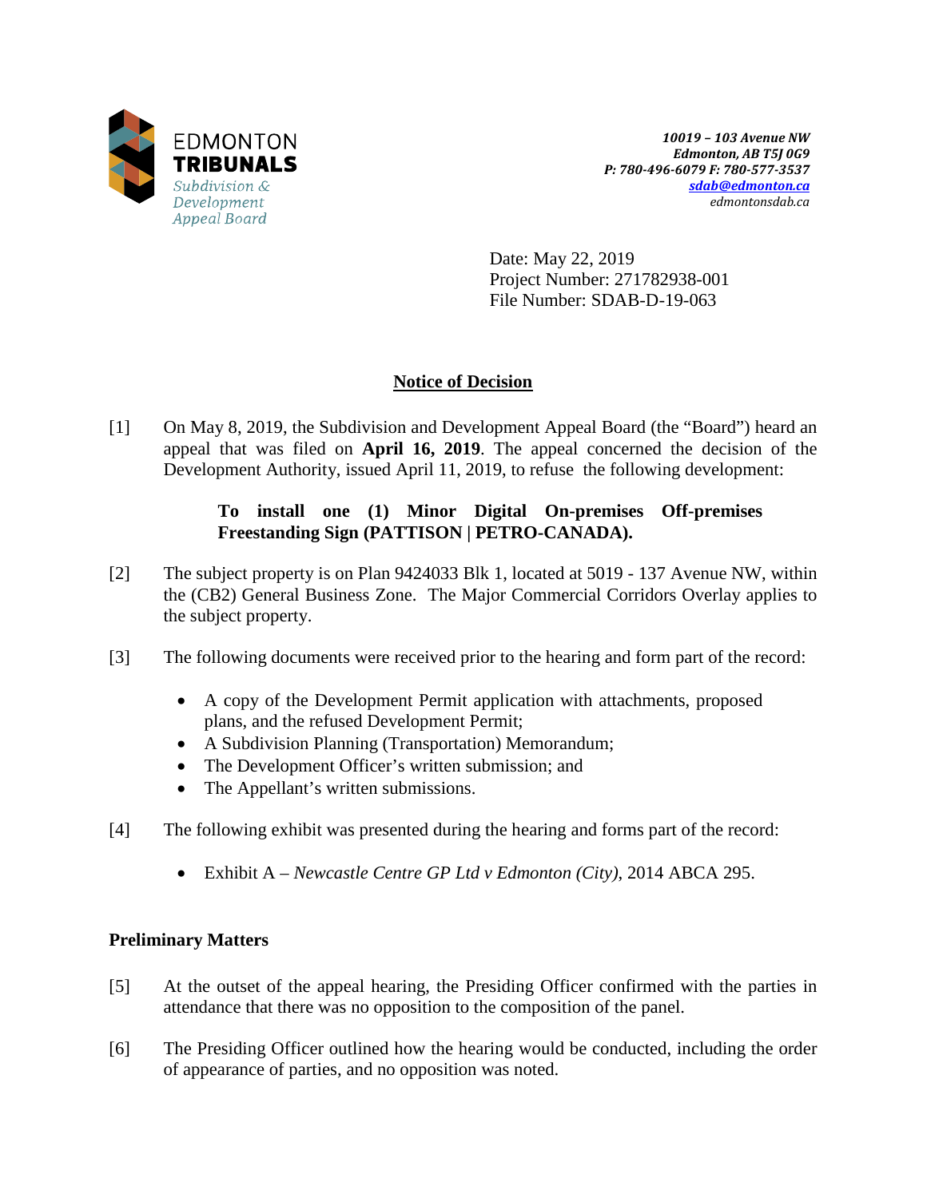EDMONTON
**TRIBUNALS**
*Subdivision & Development Appeal Board*

***10019 – 103 Avenue NW***
***Edmonton, AB T5J 0G9***
***P: 780-496-6079 F: 780-577-3537***
***sdab@edmonton.ca***
*edmontonsdab.ca*

Date: May 22, 2019
Project Number: 271782938-001
File Number: SDAB-D-19-063

## Notice of Decision

[1] On May 8, 2019, the Subdivision and Development Appeal Board (the "Board") heard an appeal that was filed on **April 16, 2019**. The appeal concerned the decision of the Development Authority, issued April 11, 2019, to refuse the following development:

> **To install one (1) Minor Digital On-premises Off-premises Freestanding Sign (PATTISON | PETRO-CANADA).**

[2] The subject property is on Plan 9424033 Blk 1, located at 5019 - 137 Avenue NW, within the (CB2) General Business Zone. The Major Commercial Corridors Overlay applies to the subject property.

[3] The following documents were received prior to the hearing and form part of the record:

- A copy of the Development Permit application with attachments, proposed plans, and the refused Development Permit;
- A Subdivision Planning (Transportation) Memorandum;
- The Development Officer's written submission; and
- The Appellant's written submissions.

[4] The following exhibit was presented during the hearing and forms part of the record:

- Exhibit A – *Newcastle Centre GP Ltd v Edmonton (City)*, 2014 ABCA 295.

### Preliminary Matters

[5] At the outset of the appeal hearing, the Presiding Officer confirmed with the parties in attendance that there was no opposition to the composition of the panel.

[6] The Presiding Officer outlined how the hearing would be conducted, including the order of appearance of parties, and no opposition was noted.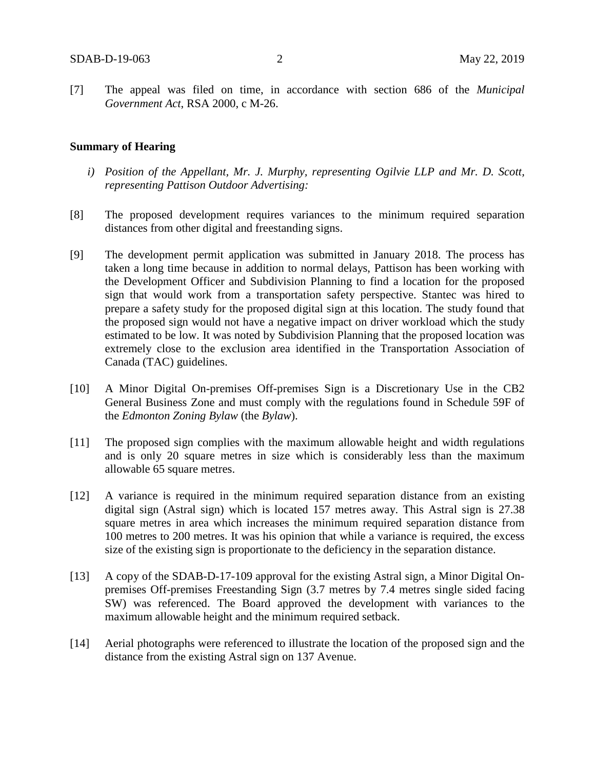[7] The appeal was filed on time, in accordance with section 686 of the *Municipal Government Act*, RSA 2000, c M-26.

**Summary of Hearing**

*i) Position of the Appellant, Mr. J. Murphy, representing Ogilvie LLP and Mr. D. Scott, representing Pattison Outdoor Advertising:*

[8] The proposed development requires variances to the minimum required separation distances from other digital and freestanding signs.

[9] The development permit application was submitted in January 2018. The process has taken a long time because in addition to normal delays, Pattison has been working with the Development Officer and Subdivision Planning to find a location for the proposed sign that would work from a transportation safety perspective. Stantec was hired to prepare a safety study for the proposed digital sign at this location. The study found that the proposed sign would not have a negative impact on driver workload which the study estimated to be low. It was noted by Subdivision Planning that the proposed location was extremely close to the exclusion area identified in the Transportation Association of Canada (TAC) guidelines.

[10] A Minor Digital On-premises Off-premises Sign is a Discretionary Use in the CB2 General Business Zone and must comply with the regulations found in Schedule 59F of the *Edmonton Zoning Bylaw* (the *Bylaw*).

[11] The proposed sign complies with the maximum allowable height and width regulations and is only 20 square metres in size which is considerably less than the maximum allowable 65 square metres.

[12] A variance is required in the minimum required separation distance from an existing digital sign (Astral sign) which is located 157 metres away. This Astral sign is 27.38 square metres in area which increases the minimum required separation distance from 100 metres to 200 metres. It was his opinion that while a variance is required, the excess size of the existing sign is proportionate to the deficiency in the separation distance.

[13] A copy of the SDAB-D-17-109 approval for the existing Astral sign, a Minor Digital On-premises Off-premises Freestanding Sign (3.7 metres by 7.4 metres single sided facing SW) was referenced. The Board approved the development with variances to the maximum allowable height and the minimum required setback.

[14] Aerial photographs were referenced to illustrate the location of the proposed sign and the distance from the existing Astral sign on 137 Avenue.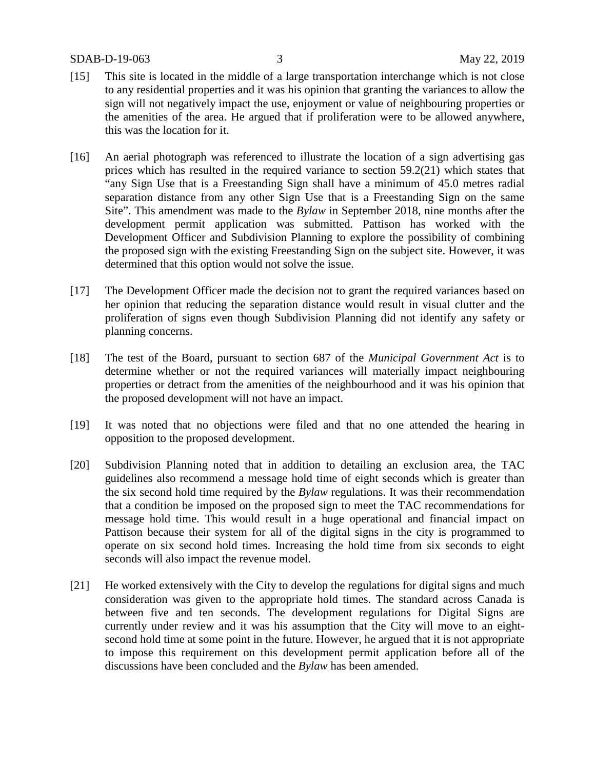[15] This site is located in the middle of a large transportation interchange which is not close to any residential properties and it was his opinion that granting the variances to allow the sign will not negatively impact the use, enjoyment or value of neighbouring properties or the amenities of the area. He argued that if proliferation were to be allowed anywhere, this was the location for it.

[16] An aerial photograph was referenced to illustrate the location of a sign advertising gas prices which has resulted in the required variance to section 59.2(21) which states that "any Sign Use that is a Freestanding Sign shall have a minimum of 45.0 metres radial separation distance from any other Sign Use that is a Freestanding Sign on the same Site". This amendment was made to the *Bylaw* in September 2018, nine months after the development permit application was submitted. Pattison has worked with the Development Officer and Subdivision Planning to explore the possibility of combining the proposed sign with the existing Freestanding Sign on the subject site. However, it was determined that this option would not solve the issue.

[17] The Development Officer made the decision not to grant the required variances based on her opinion that reducing the separation distance would result in visual clutter and the proliferation of signs even though Subdivision Planning did not identify any safety or planning concerns.

[18] The test of the Board, pursuant to section 687 of the *Municipal Government Act* is to determine whether or not the required variances will materially impact neighbouring properties or detract from the amenities of the neighbourhood and it was his opinion that the proposed development will not have an impact.

[19] It was noted that no objections were filed and that no one attended the hearing in opposition to the proposed development.

[20] Subdivision Planning noted that in addition to detailing an exclusion area, the TAC guidelines also recommend a message hold time of eight seconds which is greater than the six second hold time required by the *Bylaw* regulations. It was their recommendation that a condition be imposed on the proposed sign to meet the TAC recommendations for message hold time. This would result in a huge operational and financial impact on Pattison because their system for all of the digital signs in the city is programmed to operate on six second hold times. Increasing the hold time from six seconds to eight seconds will also impact the revenue model.

[21] He worked extensively with the City to develop the regulations for digital signs and much consideration was given to the appropriate hold times. The standard across Canada is between five and ten seconds. The development regulations for Digital Signs are currently under review and it was his assumption that the City will move to an eight-second hold time at some point in the future. However, he argued that it is not appropriate to impose this requirement on this development permit application before all of the discussions have been concluded and the *Bylaw* has been amended.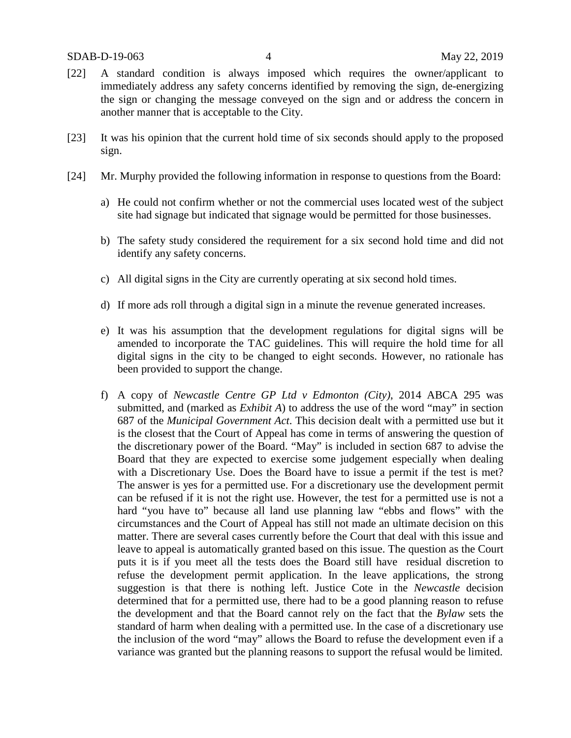[22] A standard condition is always imposed which requires the owner/applicant to immediately address any safety concerns identified by removing the sign, de-energizing the sign or changing the message conveyed on the sign and or address the concern in another manner that is acceptable to the City.

[23] It was his opinion that the current hold time of six seconds should apply to the proposed sign.

[24] Mr. Murphy provided the following information in response to questions from the Board:

a) He could not confirm whether or not the commercial uses located west of the subject site had signage but indicated that signage would be permitted for those businesses.

b) The safety study considered the requirement for a six second hold time and did not identify any safety concerns.

c) All digital signs in the City are currently operating at six second hold times.

d) If more ads roll through a digital sign in a minute the revenue generated increases.

e) It was his assumption that the development regulations for digital signs will be amended to incorporate the TAC guidelines. This will require the hold time for all digital signs in the city to be changed to eight seconds. However, no rationale has been provided to support the change.

f) A copy of *Newcastle Centre GP Ltd v Edmonton (City)*, 2014 ABCA 295 was submitted, and (marked as *Exhibit A*) to address the use of the word "may" in section 687 of the *Municipal Government Act*. This decision dealt with a permitted use but it is the closest that the Court of Appeal has come in terms of answering the question of the discretionary power of the Board. "May" is included in section 687 to advise the Board that they are expected to exercise some judgement especially when dealing with a Discretionary Use. Does the Board have to issue a permit if the test is met? The answer is yes for a permitted use. For a discretionary use the development permit can be refused if it is not the right use. However, the test for a permitted use is not a hard "you have to" because all land use planning law "ebbs and flows" with the circumstances and the Court of Appeal has still not made an ultimate decision on this matter. There are several cases currently before the Court that deal with this issue and leave to appeal is automatically granted based on this issue. The question as the Court puts it is if you meet all the tests does the Board still have residual discretion to refuse the development permit application. In the leave applications, the strong suggestion is that there is nothing left. Justice Cote in the *Newcastle* decision determined that for a permitted use, there had to be a good planning reason to refuse the development and that the Board cannot rely on the fact that the *Bylaw* sets the standard of harm when dealing with a permitted use. In the case of a discretionary use the inclusion of the word "may" allows the Board to refuse the development even if a variance was granted but the planning reasons to support the refusal would be limited.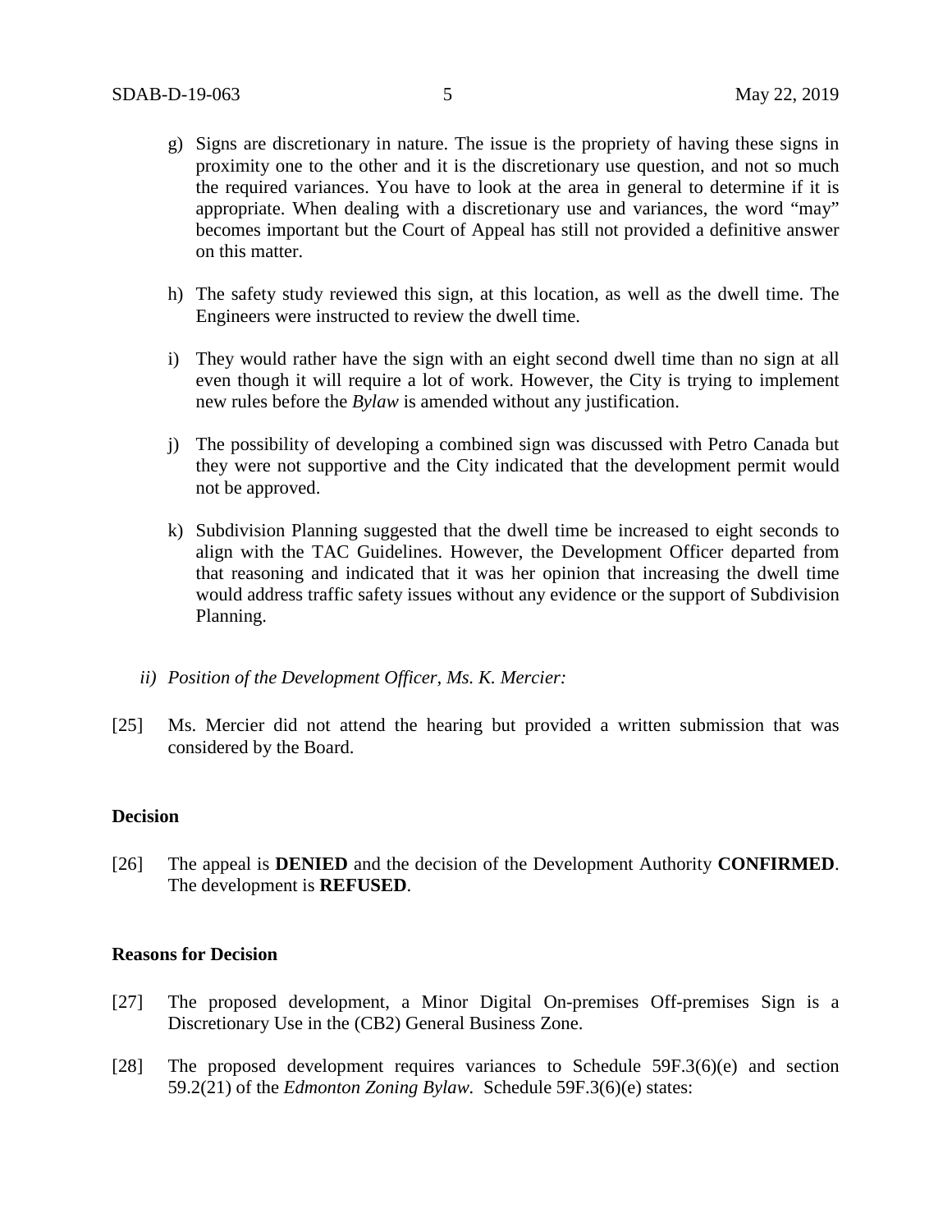g) Signs are discretionary in nature. The issue is the propriety of having these signs in proximity one to the other and it is the discretionary use question, and not so much the required variances. You have to look at the area in general to determine if it is appropriate. When dealing with a discretionary use and variances, the word "may" becomes important but the Court of Appeal has still not provided a definitive answer on this matter.

h) The safety study reviewed this sign, at this location, as well as the dwell time. The Engineers were instructed to review the dwell time.

i) They would rather have the sign with an eight second dwell time than no sign at all even though it will require a lot of work. However, the City is trying to implement new rules before the *Bylaw* is amended without any justification.

j) The possibility of developing a combined sign was discussed with Petro Canada but they were not supportive and the City indicated that the development permit would not be approved.

k) Subdivision Planning suggested that the dwell time be increased to eight seconds to align with the TAC Guidelines. However, the Development Officer departed from that reasoning and indicated that it was her opinion that increasing the dwell time would address traffic safety issues without any evidence or the support of Subdivision Planning.

*ii) Position of the Development Officer, Ms. K. Mercier:*

[25] Ms. Mercier did not attend the hearing but provided a written submission that was considered by the Board.

**Decision**

[26] The appeal is **DENIED** and the decision of the Development Authority **CONFIRMED**. The development is **REFUSED**.

**Reasons for Decision**

[27] The proposed development, a Minor Digital On-premises Off-premises Sign is a Discretionary Use in the (CB2) General Business Zone.

[28] The proposed development requires variances to Schedule 59F.3(6)(e) and section 59.2(21) of the *Edmonton Zoning Bylaw*. Schedule 59F.3(6)(e) states: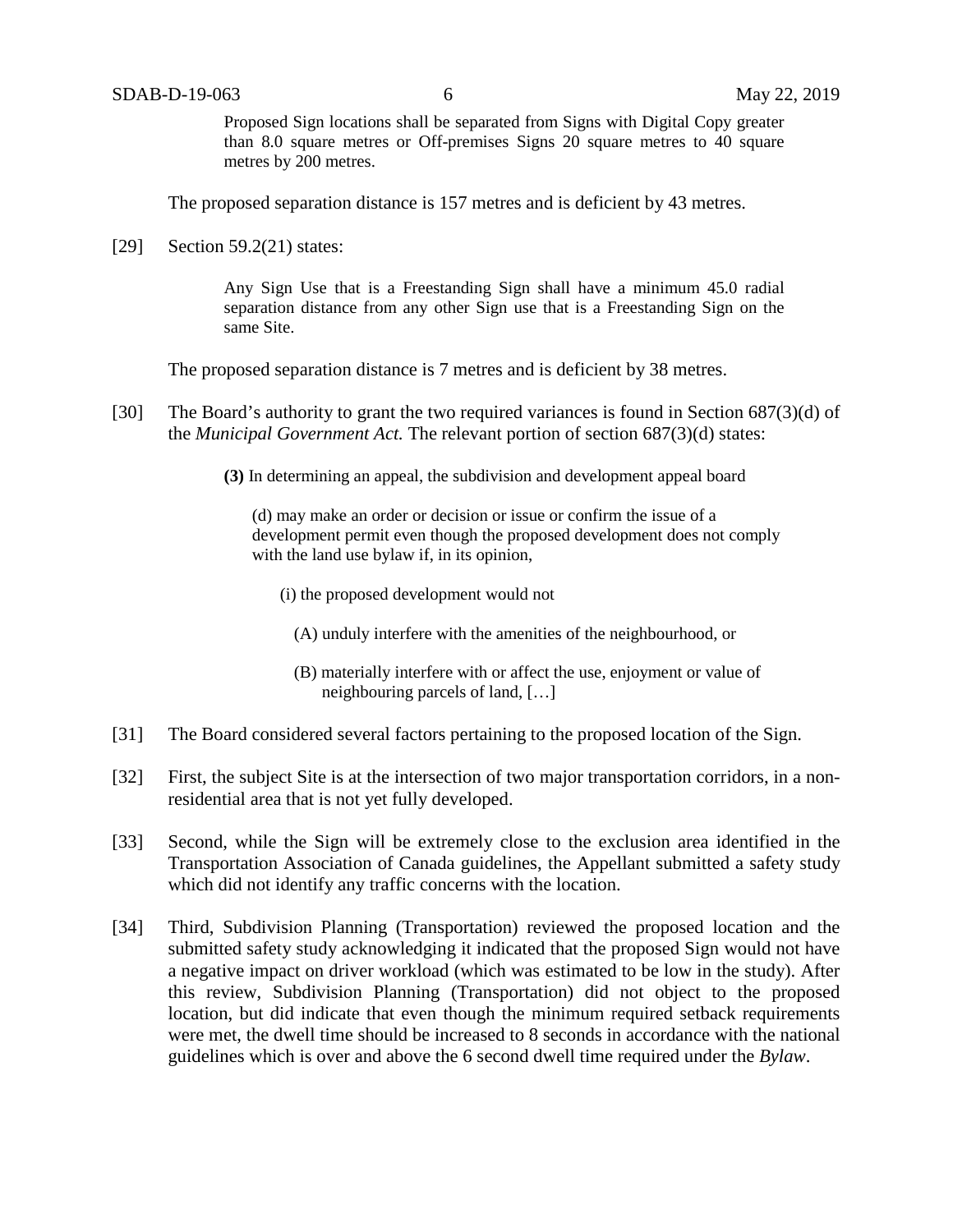> Proposed Sign locations shall be separated from Signs with Digital Copy greater than 8.0 square metres or Off-premises Signs 20 square metres to 40 square metres by 200 metres.

The proposed separation distance is 157 metres and is deficient by 43 metres.

[29] Section 59.2(21) states:

> Any Sign Use that is a Freestanding Sign shall have a minimum 45.0 radial separation distance from any other Sign use that is a Freestanding Sign on the same Site.

The proposed separation distance is 7 metres and is deficient by 38 metres.

[30] The Board's authority to grant the two required variances is found in Section 687(3)(d) of the *Municipal Government Act.* The relevant portion of section 687(3)(d) states:

> **(3)** In determining an appeal, the subdivision and development appeal board
>
> (d) may make an order or decision or issue or confirm the issue of a development permit even though the proposed development does not comply with the land use bylaw if, in its opinion,
>
> (i) the proposed development would not
>
> (A) unduly interfere with the amenities of the neighbourhood, or
>
> (B) materially interfere with or affect the use, enjoyment or value of neighbouring parcels of land, […]

[31] The Board considered several factors pertaining to the proposed location of the Sign.

[32] First, the subject Site is at the intersection of two major transportation corridors, in a non-residential area that is not yet fully developed.

[33] Second, while the Sign will be extremely close to the exclusion area identified in the Transportation Association of Canada guidelines, the Appellant submitted a safety study which did not identify any traffic concerns with the location.

[34] Third, Subdivision Planning (Transportation) reviewed the proposed location and the submitted safety study acknowledging it indicated that the proposed Sign would not have a negative impact on driver workload (which was estimated to be low in the study). After this review, Subdivision Planning (Transportation) did not object to the proposed location, but did indicate that even though the minimum required setback requirements were met, the dwell time should be increased to 8 seconds in accordance with the national guidelines which is over and above the 6 second dwell time required under the *Bylaw*.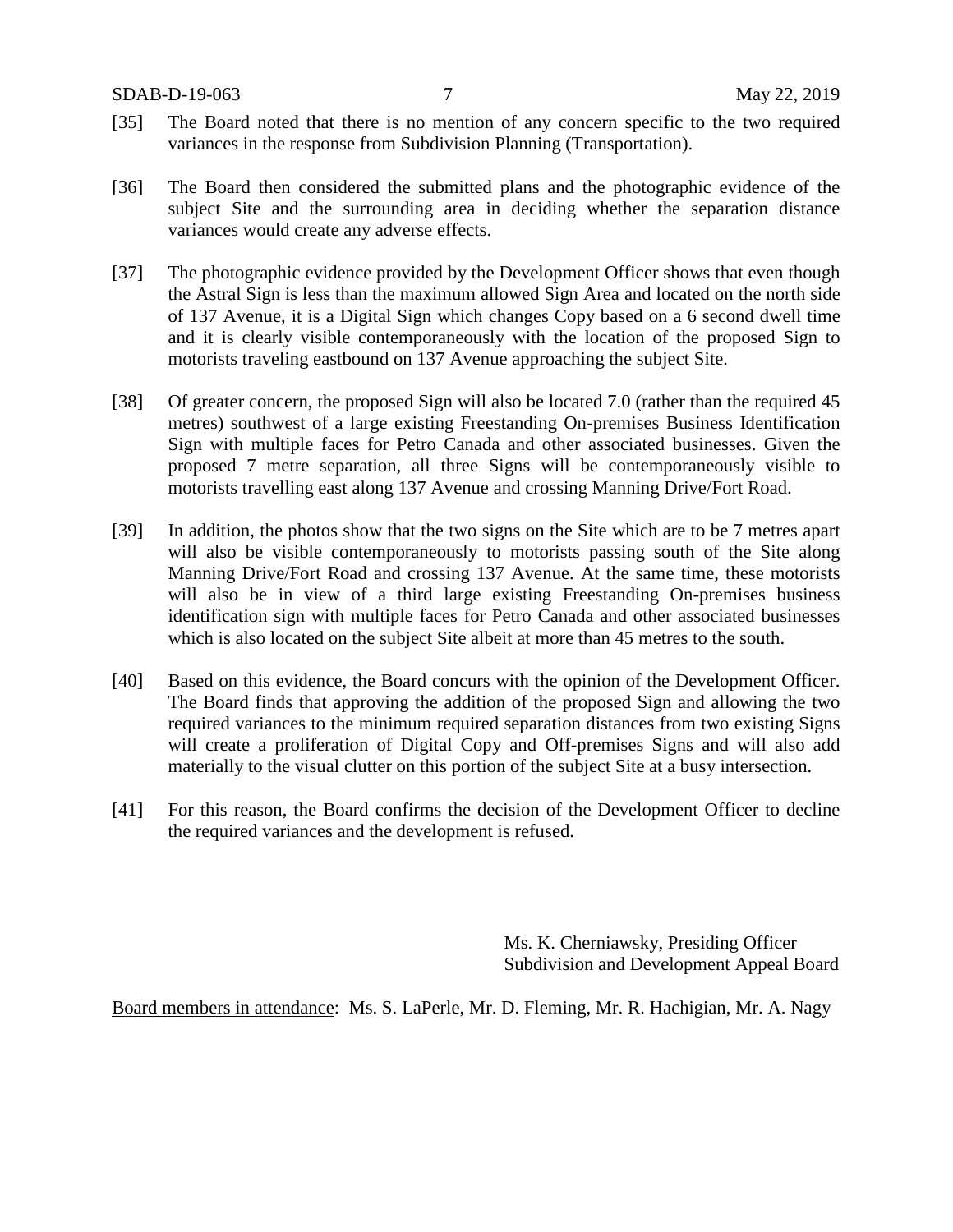[35] The Board noted that there is no mention of any concern specific to the two required variances in the response from Subdivision Planning (Transportation).

[36] The Board then considered the submitted plans and the photographic evidence of the subject Site and the surrounding area in deciding whether the separation distance variances would create any adverse effects.

[37] The photographic evidence provided by the Development Officer shows that even though the Astral Sign is less than the maximum allowed Sign Area and located on the north side of 137 Avenue, it is a Digital Sign which changes Copy based on a 6 second dwell time and it is clearly visible contemporaneously with the location of the proposed Sign to motorists traveling eastbound on 137 Avenue approaching the subject Site.

[38] Of greater concern, the proposed Sign will also be located 7.0 (rather than the required 45 metres) southwest of a large existing Freestanding On-premises Business Identification Sign with multiple faces for Petro Canada and other associated businesses. Given the proposed 7 metre separation, all three Signs will be contemporaneously visible to motorists travelling east along 137 Avenue and crossing Manning Drive/Fort Road.

[39] In addition, the photos show that the two signs on the Site which are to be 7 metres apart will also be visible contemporaneously to motorists passing south of the Site along Manning Drive/Fort Road and crossing 137 Avenue. At the same time, these motorists will also be in view of a third large existing Freestanding On-premises business identification sign with multiple faces for Petro Canada and other associated businesses which is also located on the subject Site albeit at more than 45 metres to the south.

[40] Based on this evidence, the Board concurs with the opinion of the Development Officer. The Board finds that approving the addition of the proposed Sign and allowing the two required variances to the minimum required separation distances from two existing Signs will create a proliferation of Digital Copy and Off-premises Signs and will also add materially to the visual clutter on this portion of the subject Site at a busy intersection.

[41] For this reason, the Board confirms the decision of the Development Officer to decline the required variances and the development is refused.

Ms. K. Cherniawsky, Presiding Officer
Subdivision and Development Appeal Board

Board members in attendance: Ms. S. LaPerle, Mr. D. Fleming, Mr. R. Hachigian, Mr. A. Nagy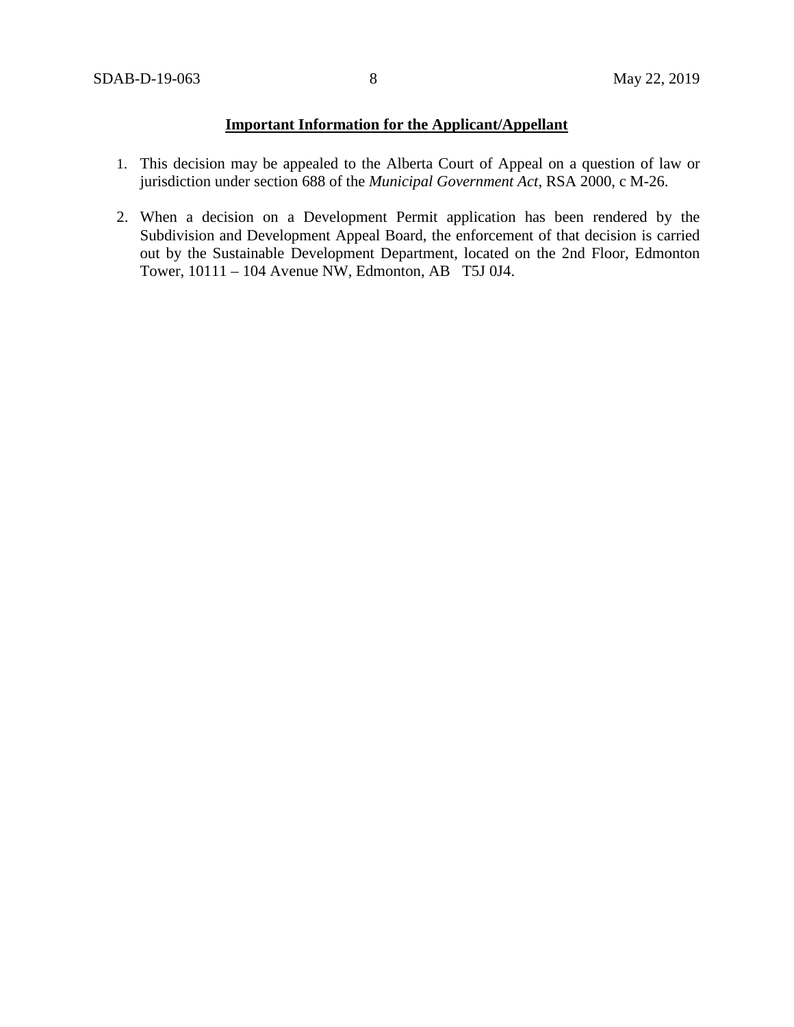**Important Information for the Applicant/Appellant**

1. This decision may be appealed to the Alberta Court of Appeal on a question of law or jurisdiction under section 688 of the *Municipal Government Act*, RSA 2000, c M-26.

2. When a decision on a Development Permit application has been rendered by the Subdivision and Development Appeal Board, the enforcement of that decision is carried out by the Sustainable Development Department, located on the 2nd Floor, Edmonton Tower, 10111 – 104 Avenue NW, Edmonton, AB T5J 0J4.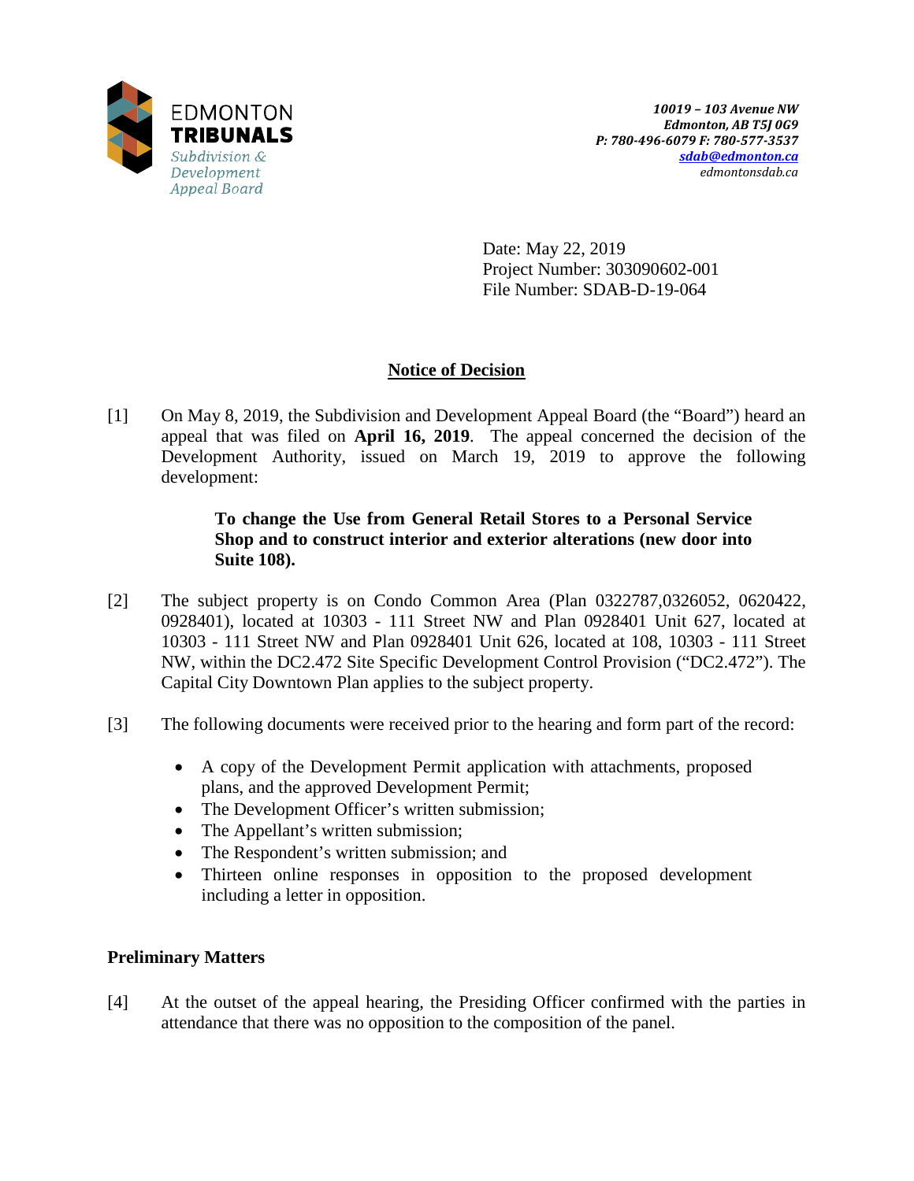EDMONTON
**TRIBUNALS**
*Subdivision & Development Appeal Board*

***10019 – 103 Avenue NW***
***Edmonton, AB T5J 0G9***
***P: 780-496-6079 F: 780-577-3537***
***sdab@edmonton.ca***
*edmontonsdab.ca*

Date: May 22, 2019
Project Number: 303090602-001
File Number: SDAB-D-19-064

## Notice of Decision

[1] On May 8, 2019, the Subdivision and Development Appeal Board (the "Board") heard an appeal that was filed on **April 16, 2019**. The appeal concerned the decision of the Development Authority, issued on March 19, 2019 to approve the following development:

> **To change the Use from General Retail Stores to a Personal Service Shop and to construct interior and exterior alterations (new door into Suite 108).**

[2] The subject property is on Condo Common Area (Plan 0322787,0326052, 0620422, 0928401), located at 10303 - 111 Street NW and Plan 0928401 Unit 627, located at 10303 - 111 Street NW and Plan 0928401 Unit 626, located at 108, 10303 - 111 Street NW, within the DC2.472 Site Specific Development Control Provision ("DC2.472"). The Capital City Downtown Plan applies to the subject property.

[3] The following documents were received prior to the hearing and form part of the record:

- A copy of the Development Permit application with attachments, proposed plans, and the approved Development Permit;
- The Development Officer's written submission;
- The Appellant's written submission;
- The Respondent's written submission; and
- Thirteen online responses in opposition to the proposed development including a letter in opposition.

### Preliminary Matters

[4] At the outset of the appeal hearing, the Presiding Officer confirmed with the parties in attendance that there was no opposition to the composition of the panel.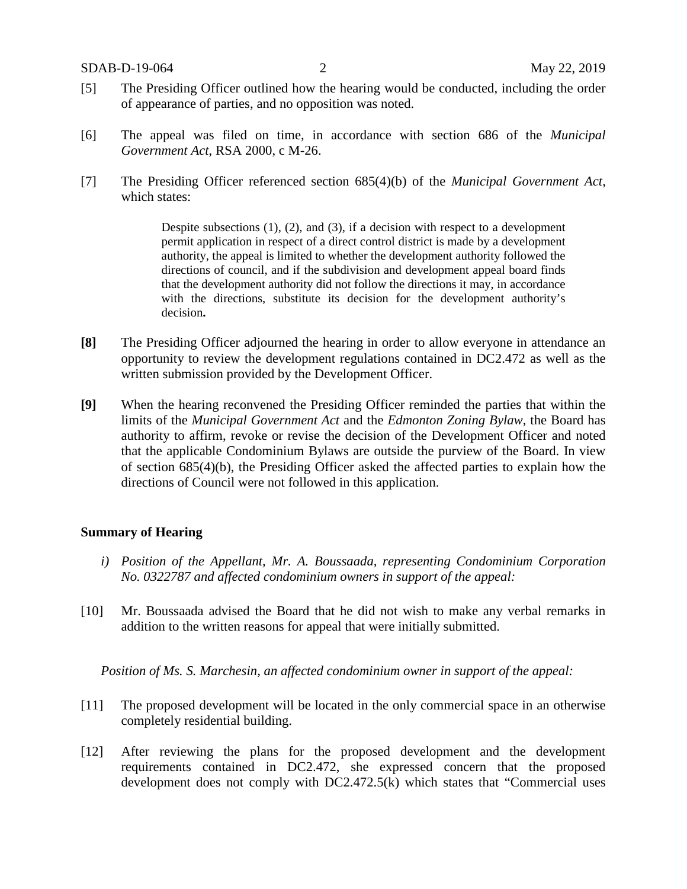[5] The Presiding Officer outlined how the hearing would be conducted, including the order of appearance of parties, and no opposition was noted.

[6] The appeal was filed on time, in accordance with section 686 of the *Municipal Government Act*, RSA 2000, c M-26.

[7] The Presiding Officer referenced section 685(4)(b) of the *Municipal Government Act*, which states:

> Despite subsections (1), (2), and (3), if a decision with respect to a development permit application in respect of a direct control district is made by a development authority, the appeal is limited to whether the development authority followed the directions of council, and if the subdivision and development appeal board finds that the development authority did not follow the directions it may, in accordance with the directions, substitute its decision for the development authority's decision**.**

**[8]** The Presiding Officer adjourned the hearing in order to allow everyone in attendance an opportunity to review the development regulations contained in DC2.472 as well as the written submission provided by the Development Officer.

**[9]** When the hearing reconvened the Presiding Officer reminded the parties that within the limits of the *Municipal Government Act* and the *Edmonton Zoning Bylaw*, the Board has authority to affirm, revoke or revise the decision of the Development Officer and noted that the applicable Condominium Bylaws are outside the purview of the Board. In view of section 685(4)(b), the Presiding Officer asked the affected parties to explain how the directions of Council were not followed in this application.

**Summary of Hearing**

*i) Position of the Appellant, Mr. A. Boussaada, representing Condominium Corporation No. 0322787 and affected condominium owners in support of the appeal:*

[10] Mr. Boussaada advised the Board that he did not wish to make any verbal remarks in addition to the written reasons for appeal that were initially submitted.

*Position of Ms. S. Marchesin, an affected condominium owner in support of the appeal:*

[11] The proposed development will be located in the only commercial space in an otherwise completely residential building.

[12] After reviewing the plans for the proposed development and the development requirements contained in DC2.472, she expressed concern that the proposed development does not comply with DC2.472.5(k) which states that "Commercial uses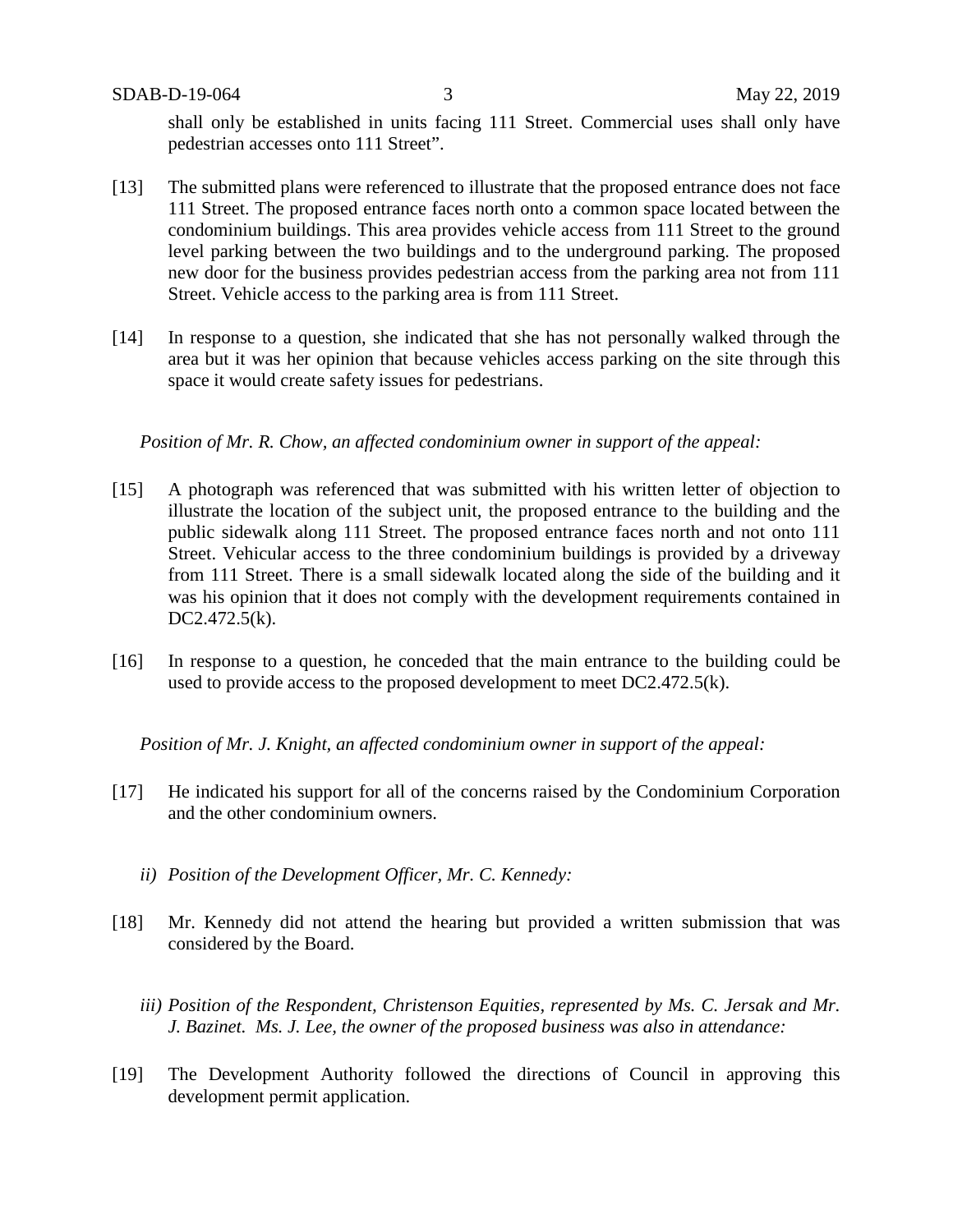shall only be established in units facing 111 Street. Commercial uses shall only have pedestrian accesses onto 111 Street".

[13] The submitted plans were referenced to illustrate that the proposed entrance does not face 111 Street. The proposed entrance faces north onto a common space located between the condominium buildings. This area provides vehicle access from 111 Street to the ground level parking between the two buildings and to the underground parking. The proposed new door for the business provides pedestrian access from the parking area not from 111 Street. Vehicle access to the parking area is from 111 Street.

[14] In response to a question, she indicated that she has not personally walked through the area but it was her opinion that because vehicles access parking on the site through this space it would create safety issues for pedestrians.

*Position of Mr. R. Chow, an affected condominium owner in support of the appeal:*

[15] A photograph was referenced that was submitted with his written letter of objection to illustrate the location of the subject unit, the proposed entrance to the building and the public sidewalk along 111 Street. The proposed entrance faces north and not onto 111 Street. Vehicular access to the three condominium buildings is provided by a driveway from 111 Street. There is a small sidewalk located along the side of the building and it was his opinion that it does not comply with the development requirements contained in DC2.472.5(k).

[16] In response to a question, he conceded that the main entrance to the building could be used to provide access to the proposed development to meet DC2.472.5(k).

*Position of Mr. J. Knight, an affected condominium owner in support of the appeal:*

[17] He indicated his support for all of the concerns raised by the Condominium Corporation and the other condominium owners.

*ii) Position of the Development Officer, Mr. C. Kennedy:*

[18] Mr. Kennedy did not attend the hearing but provided a written submission that was considered by the Board.

*iii) Position of the Respondent, Christenson Equities, represented by Ms. C. Jersak and Mr. J. Bazinet. Ms. J. Lee, the owner of the proposed business was also in attendance:*

[19] The Development Authority followed the directions of Council in approving this development permit application.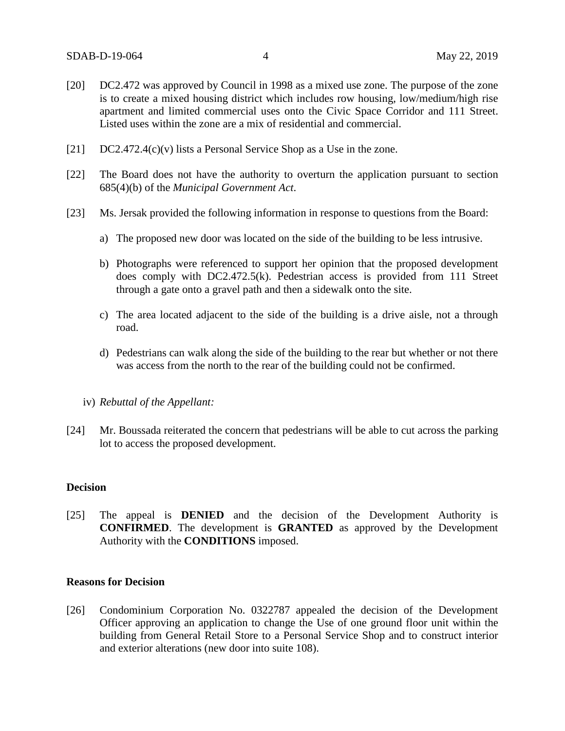[20] DC2.472 was approved by Council in 1998 as a mixed use zone. The purpose of the zone is to create a mixed housing district which includes row housing, low/medium/high rise apartment and limited commercial uses onto the Civic Space Corridor and 111 Street. Listed uses within the zone are a mix of residential and commercial.

[21] DC2.472.4(c)(v) lists a Personal Service Shop as a Use in the zone.

[22] The Board does not have the authority to overturn the application pursuant to section 685(4)(b) of the *Municipal Government Act*.

[23] Ms. Jersak provided the following information in response to questions from the Board:

a) The proposed new door was located on the side of the building to be less intrusive.

b) Photographs were referenced to support her opinion that the proposed development does comply with DC2.472.5(k). Pedestrian access is provided from 111 Street through a gate onto a gravel path and then a sidewalk onto the site.

c) The area located adjacent to the side of the building is a drive aisle, not a through road.

d) Pedestrians can walk along the side of the building to the rear but whether or not there was access from the north to the rear of the building could not be confirmed.

iv) *Rebuttal of the Appellant:*

[24] Mr. Boussada reiterated the concern that pedestrians will be able to cut across the parking lot to access the proposed development.

**Decision**

[25] The appeal is **DENIED** and the decision of the Development Authority is **CONFIRMED**. The development is **GRANTED** as approved by the Development Authority with the **CONDITIONS** imposed.

**Reasons for Decision**

[26] Condominium Corporation No. 0322787 appealed the decision of the Development Officer approving an application to change the Use of one ground floor unit within the building from General Retail Store to a Personal Service Shop and to construct interior and exterior alterations (new door into suite 108).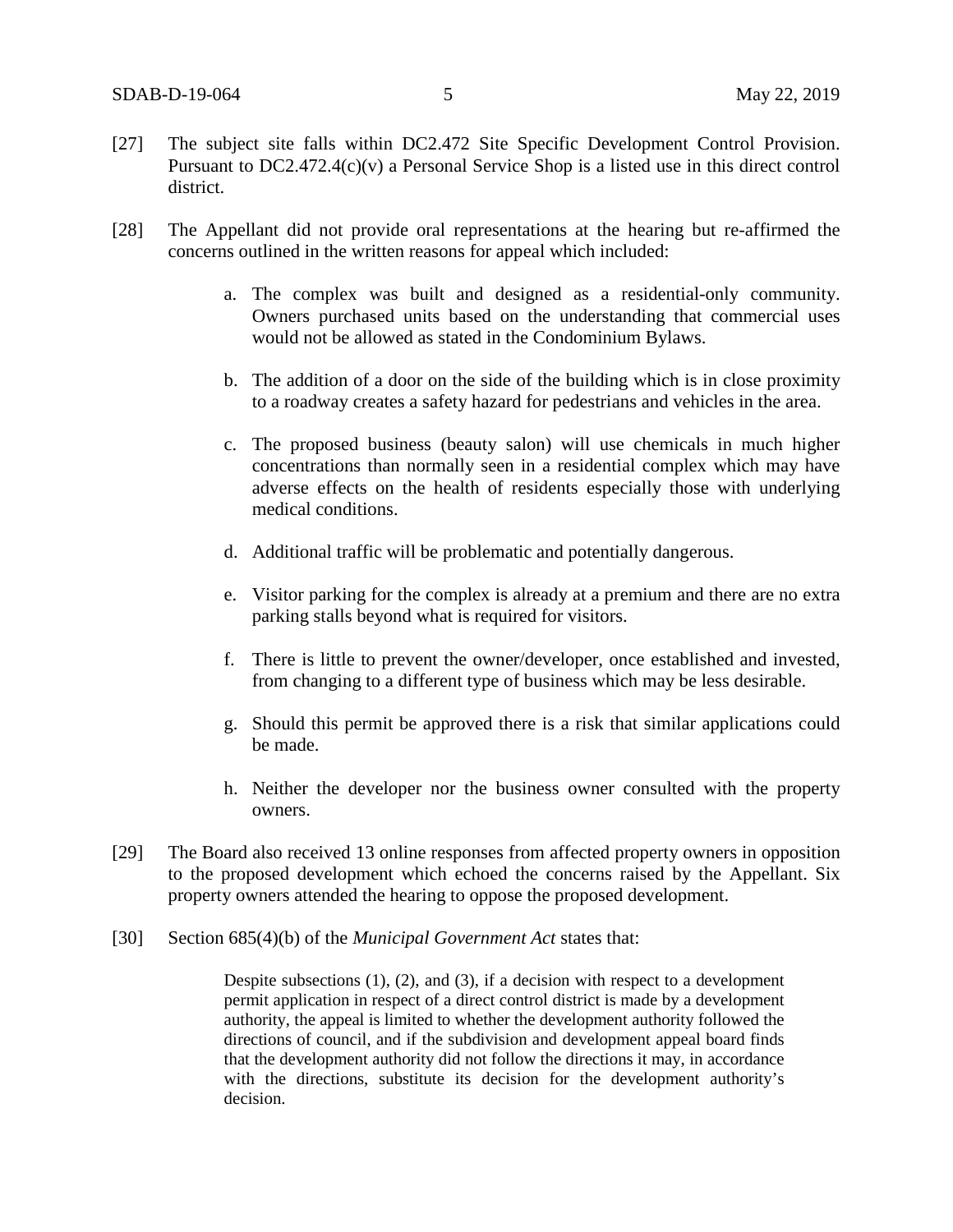[27] The subject site falls within DC2.472 Site Specific Development Control Provision. Pursuant to DC2.472.4(c)(v) a Personal Service Shop is a listed use in this direct control district.

[28] The Appellant did not provide oral representations at the hearing but re-affirmed the concerns outlined in the written reasons for appeal which included:

> a. The complex was built and designed as a residential-only community. Owners purchased units based on the understanding that commercial uses would not be allowed as stated in the Condominium Bylaws.
>
> b. The addition of a door on the side of the building which is in close proximity to a roadway creates a safety hazard for pedestrians and vehicles in the area.
>
> c. The proposed business (beauty salon) will use chemicals in much higher concentrations than normally seen in a residential complex which may have adverse effects on the health of residents especially those with underlying medical conditions.
>
> d. Additional traffic will be problematic and potentially dangerous.
>
> e. Visitor parking for the complex is already at a premium and there are no extra parking stalls beyond what is required for visitors.
>
> f. There is little to prevent the owner/developer, once established and invested, from changing to a different type of business which may be less desirable.
>
> g. Should this permit be approved there is a risk that similar applications could be made.
>
> h. Neither the developer nor the business owner consulted with the property owners.

[29] The Board also received 13 online responses from affected property owners in opposition to the proposed development which echoed the concerns raised by the Appellant. Six property owners attended the hearing to oppose the proposed development.

[30] Section 685(4)(b) of the *Municipal Government Act* states that:

> Despite subsections (1), (2), and (3), if a decision with respect to a development permit application in respect of a direct control district is made by a development authority, the appeal is limited to whether the development authority followed the directions of council, and if the subdivision and development appeal board finds that the development authority did not follow the directions it may, in accordance with the directions, substitute its decision for the development authority's decision.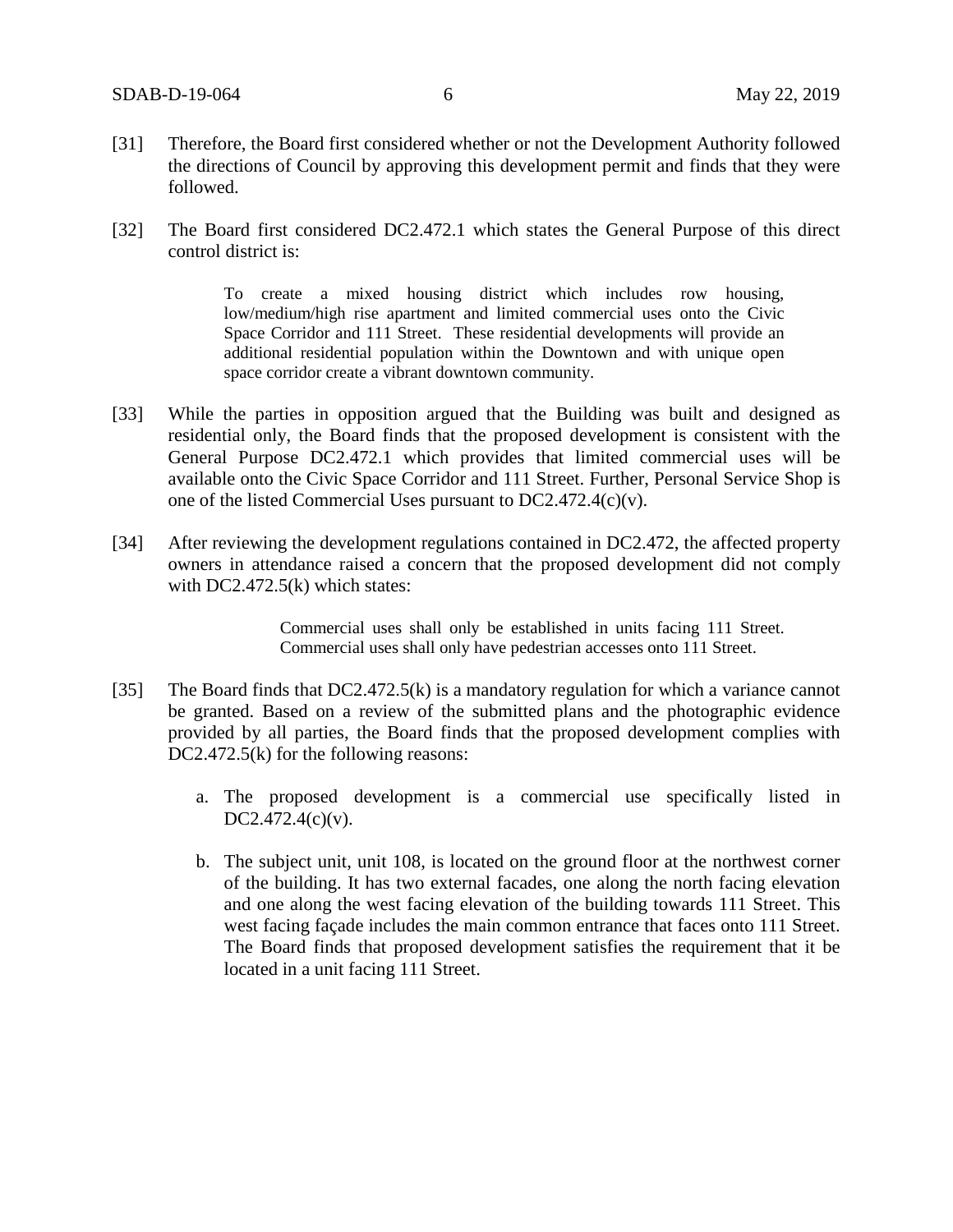[31] Therefore, the Board first considered whether or not the Development Authority followed the directions of Council by approving this development permit and finds that they were followed.

[32] The Board first considered DC2.472.1 which states the General Purpose of this direct control district is:

> To create a mixed housing district which includes row housing, low/medium/high rise apartment and limited commercial uses onto the Civic Space Corridor and 111 Street. These residential developments will provide an additional residential population within the Downtown and with unique open space corridor create a vibrant downtown community.

[33] While the parties in opposition argued that the Building was built and designed as residential only, the Board finds that the proposed development is consistent with the General Purpose DC2.472.1 which provides that limited commercial uses will be available onto the Civic Space Corridor and 111 Street. Further, Personal Service Shop is one of the listed Commercial Uses pursuant to DC2.472.4(c)(v).

[34] After reviewing the development regulations contained in DC2.472, the affected property owners in attendance raised a concern that the proposed development did not comply with DC2.472.5(k) which states:

> Commercial uses shall only be established in units facing 111 Street. Commercial uses shall only have pedestrian accesses onto 111 Street.

[35] The Board finds that DC2.472.5(k) is a mandatory regulation for which a variance cannot be granted. Based on a review of the submitted plans and the photographic evidence provided by all parties, the Board finds that the proposed development complies with DC2.472.5(k) for the following reasons:

a. The proposed development is a commercial use specifically listed in DC2.472.4(c)(v).

b. The subject unit, unit 108, is located on the ground floor at the northwest corner of the building. It has two external facades, one along the north facing elevation and one along the west facing elevation of the building towards 111 Street. This west facing façade includes the main common entrance that faces onto 111 Street. The Board finds that proposed development satisfies the requirement that it be located in a unit facing 111 Street.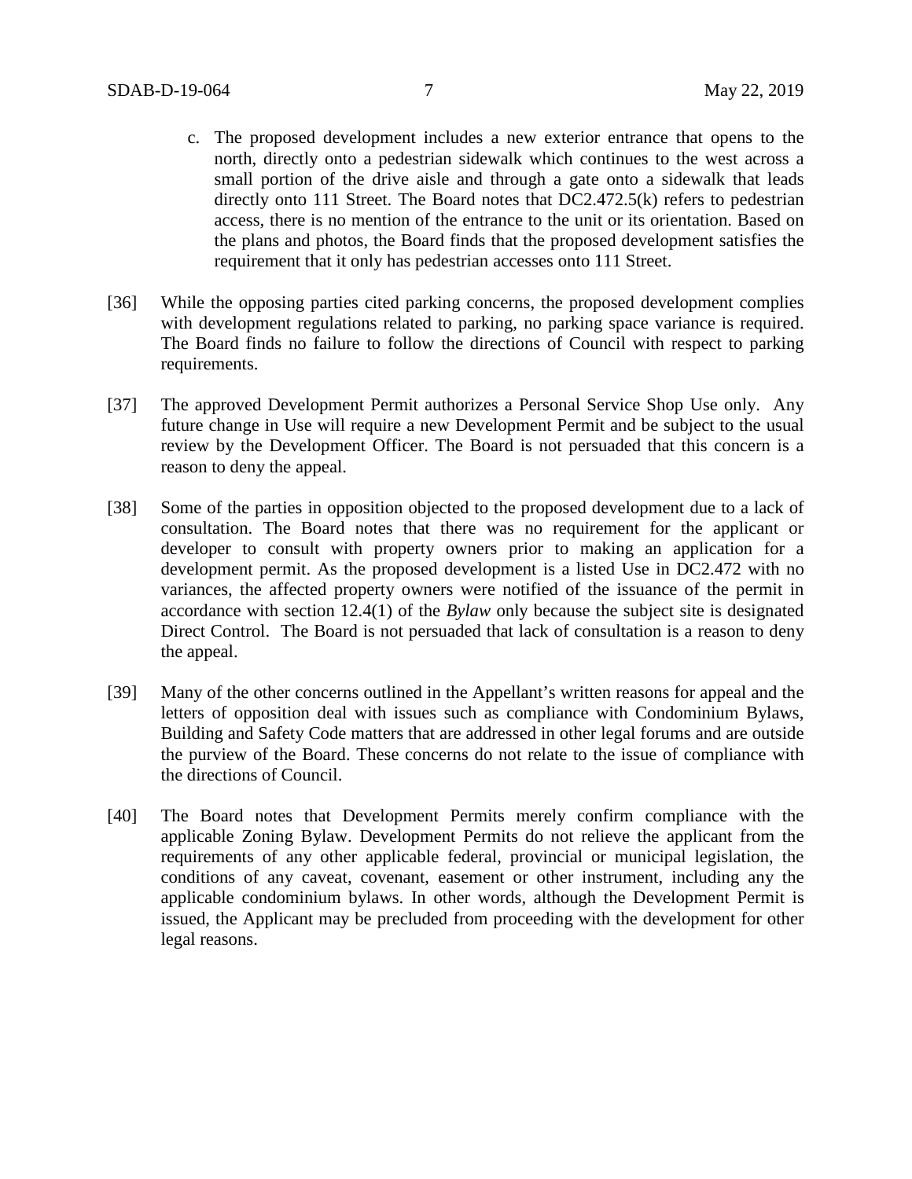c. The proposed development includes a new exterior entrance that opens to the north, directly onto a pedestrian sidewalk which continues to the west across a small portion of the drive aisle and through a gate onto a sidewalk that leads directly onto 111 Street. The Board notes that DC2.472.5(k) refers to pedestrian access, there is no mention of the entrance to the unit or its orientation. Based on the plans and photos, the Board finds that the proposed development satisfies the requirement that it only has pedestrian accesses onto 111 Street.

[36] While the opposing parties cited parking concerns, the proposed development complies with development regulations related to parking, no parking space variance is required. The Board finds no failure to follow the directions of Council with respect to parking requirements.

[37] The approved Development Permit authorizes a Personal Service Shop Use only. Any future change in Use will require a new Development Permit and be subject to the usual review by the Development Officer. The Board is not persuaded that this concern is a reason to deny the appeal.

[38] Some of the parties in opposition objected to the proposed development due to a lack of consultation. The Board notes that there was no requirement for the applicant or developer to consult with property owners prior to making an application for a development permit. As the proposed development is a listed Use in DC2.472 with no variances, the affected property owners were notified of the issuance of the permit in accordance with section 12.4(1) of the *Bylaw* only because the subject site is designated Direct Control. The Board is not persuaded that lack of consultation is a reason to deny the appeal.

[39] Many of the other concerns outlined in the Appellant's written reasons for appeal and the letters of opposition deal with issues such as compliance with Condominium Bylaws, Building and Safety Code matters that are addressed in other legal forums and are outside the purview of the Board. These concerns do not relate to the issue of compliance with the directions of Council.

[40] The Board notes that Development Permits merely confirm compliance with the applicable Zoning Bylaw. Development Permits do not relieve the applicant from the requirements of any other applicable federal, provincial or municipal legislation, the conditions of any caveat, covenant, easement or other instrument, including any the applicable condominium bylaws. In other words, although the Development Permit is issued, the Applicant may be precluded from proceeding with the development for other legal reasons.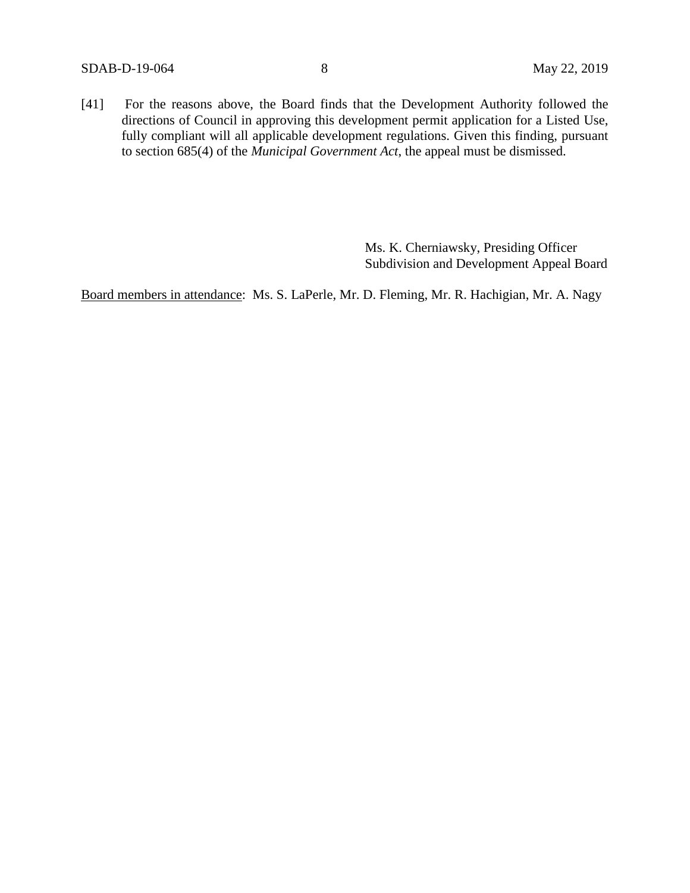[41] For the reasons above, the Board finds that the Development Authority followed the directions of Council in approving this development permit application for a Listed Use, fully compliant will all applicable development regulations. Given this finding, pursuant to section 685(4) of the *Municipal Government Act*, the appeal must be dismissed.

Ms. K. Cherniawsky, Presiding Officer
Subdivision and Development Appeal Board

Board members in attendance: Ms. S. LaPerle, Mr. D. Fleming, Mr. R. Hachigian, Mr. A. Nagy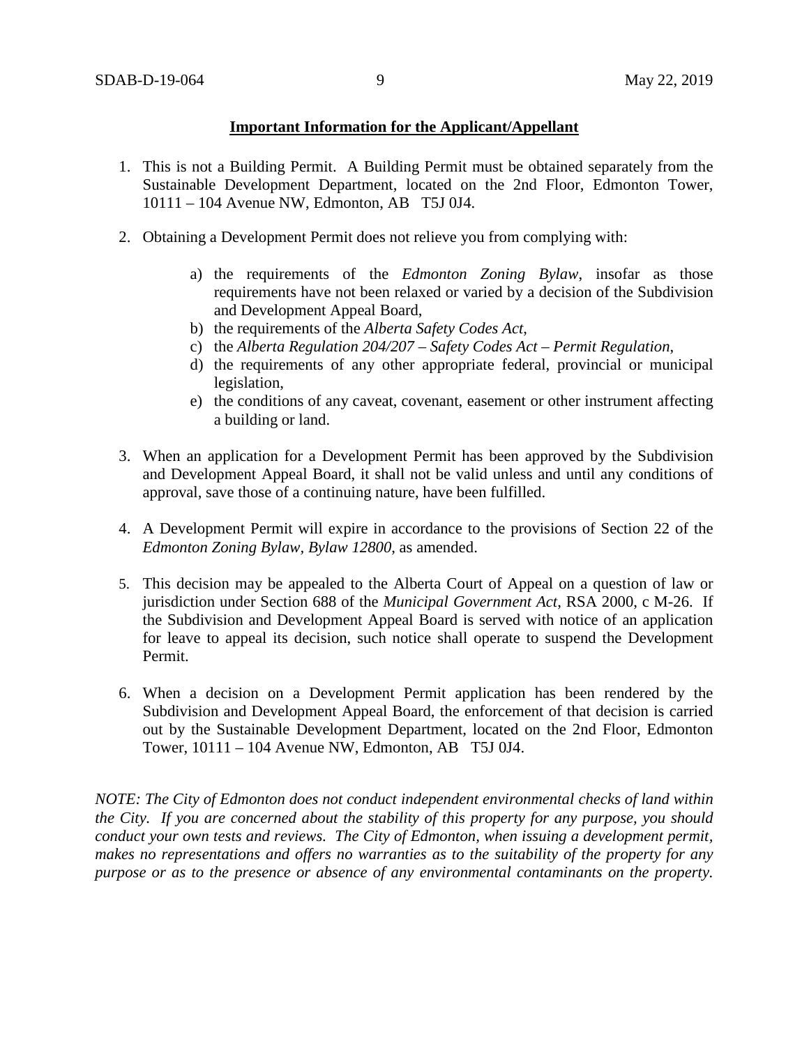**Important Information for the Applicant/Appellant**

1. This is not a Building Permit. A Building Permit must be obtained separately from the Sustainable Development Department, located on the 2nd Floor, Edmonton Tower, 10111 – 104 Avenue NW, Edmonton, AB T5J 0J4.

2. Obtaining a Development Permit does not relieve you from complying with:

    a) the requirements of the *Edmonton Zoning Bylaw*, insofar as those requirements have not been relaxed or varied by a decision of the Subdivision and Development Appeal Board,
    b) the requirements of the *Alberta Safety Codes Act*,
    c) the *Alberta Regulation 204/207 – Safety Codes Act – Permit Regulation*,
    d) the requirements of any other appropriate federal, provincial or municipal legislation,
    e) the conditions of any caveat, covenant, easement or other instrument affecting a building or land.

3. When an application for a Development Permit has been approved by the Subdivision and Development Appeal Board, it shall not be valid unless and until any conditions of approval, save those of a continuing nature, have been fulfilled.

4. A Development Permit will expire in accordance to the provisions of Section 22 of the *Edmonton Zoning Bylaw, Bylaw 12800*, as amended.

5. This decision may be appealed to the Alberta Court of Appeal on a question of law or jurisdiction under Section 688 of the *Municipal Government Act*, RSA 2000, c M-26. If the Subdivision and Development Appeal Board is served with notice of an application for leave to appeal its decision, such notice shall operate to suspend the Development Permit.

6. When a decision on a Development Permit application has been rendered by the Subdivision and Development Appeal Board, the enforcement of that decision is carried out by the Sustainable Development Department, located on the 2nd Floor, Edmonton Tower, 10111 – 104 Avenue NW, Edmonton, AB T5J 0J4.

*NOTE: The City of Edmonton does not conduct independent environmental checks of land within the City. If you are concerned about the stability of this property for any purpose, you should conduct your own tests and reviews. The City of Edmonton, when issuing a development permit, makes no representations and offers no warranties as to the suitability of the property for any purpose or as to the presence or absence of any environmental contaminants on the property.*